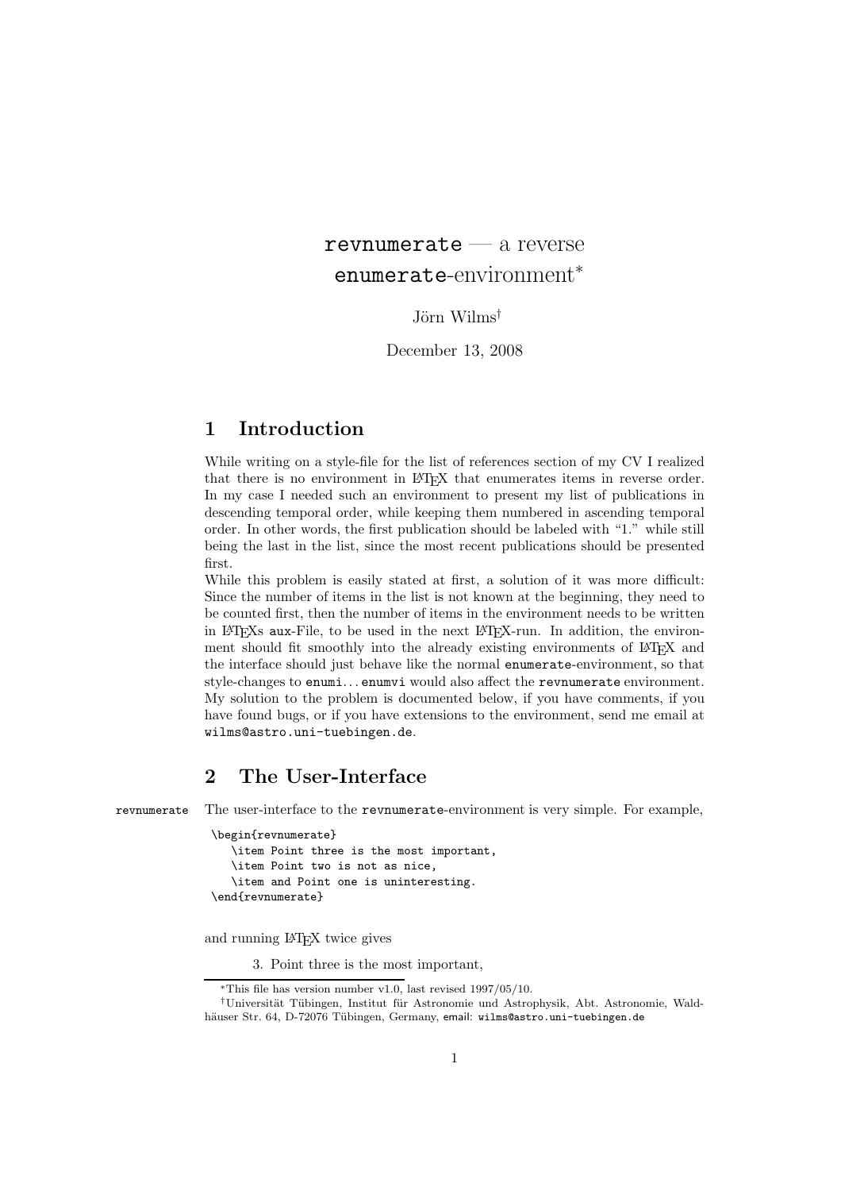# `revnumerate` — a reverse `enumerate`-environment*

Jörn Wilms†

December 13, 2008

## 1 Introduction

While writing on a style-file for the list of references section of my CV I realized that there is no environment in LaTeX that enumerates items in reverse order. In my case I needed such an environment to present my list of publications in descending temporal order, while keeping them numbered in ascending temporal order. In other words, the first publication should be labeled with "1." while still being the last in the list, since the most recent publications should be presented first.

While this problem is easily stated at first, a solution of it was more difficult: Since the number of items in the list is not known at the beginning, they need to be counted first, then the number of items in the environment needs to be written in LaTeXs `aux`-File, to be used in the next LaTeX-run. In addition, the environment should fit smoothly into the already existing environments of LaTeX and the interface should just behave like the normal `enumerate`-environment, so that style-changes to `enumi`... `enumvi` would also affect the `revnumerate` environment. My solution to the problem is documented below, if you have comments, if you have found bugs, or if you have extensions to the environment, send me email at `wilms@astro.uni-tuebingen.de`.

## 2 The User-Interface

`revnumerate` The user-interface to the `revnumerate`-environment is very simple. For example,

```
\begin{revnumerate}
   \item Point three is the most important,
   \item Point two is not as nice,
   \item and Point one is uninteresting.
\end{revnumerate}
```

and running LaTeX twice gives

3. Point three is the most important,

---

*This file has version number v1.0, last revised 1997/05/10.

†Universität Tübingen, Institut für Astronomie und Astrophysik, Abt. Astronomie, Waldhäuser Str. 64, D-72076 Tübingen, Germany, email: `wilms@astro.uni-tuebingen.de`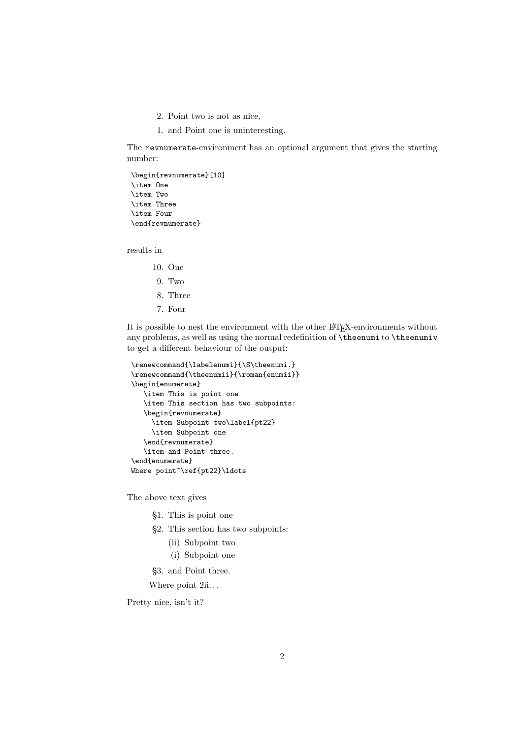2. Point two is not as nice,
1. and Point one is uninteresting.

The `revnumerate`-environment has an optional argument that gives the starting number:

```
\begin{revnumerate}[10]
\item One
\item Two
\item Three
\item Four
\end{revnumerate}
```

results in

10. One
9. Two
8. Three
7. Four

It is possible to nest the environment with the other LaTeX-environments without any problems, as well as using the normal redefinition of `\theenumi` to `\theenumiv` to get a different behaviour of the output:

```
\renewcommand{\labelenumi}{\S\theenumi.}
\renewcommand{\theenumii}{\roman{enumii}}
\begin{enumerate}
   \item This is point one
   \item This section has two subpoints:
   \begin{revnumerate}
     \item Subpoint two\label{pt22}
     \item Subpoint one
   \end{revnumerate}
   \item and Point three.
\end{enumerate}
Where point~\ref{pt22}\ldots
```

The above text gives

- §1. This is point one
- §2. This section has two subpoints:
  - (ii) Subpoint two
  - (i) Subpoint one
- §3. and Point three.

Where point 2ii. . .

Pretty nice, isn't it?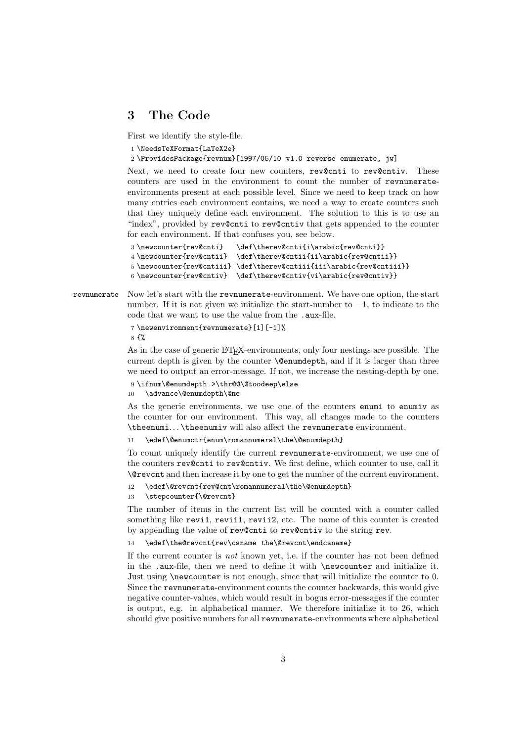## 3 The Code

First we identify the style-file.

```
1 \NeedsTeXFormat{LaTeX2e}
2 \ProvidesPackage{revnum}[1997/05/10 v1.0 reverse enumerate, jw]
```

Next, we need to create four new counters, `rev@cnti` to `rev@cntiv`. These counters are used in the environment to count the number of `revnumerate`-environments present at each possible level. Since we need to keep track on how many entries each environment contains, we need a way to create counters such that they uniquely define each environment. The solution to this is to use an "index", provided by `rev@cnti` to `rev@cntiv` that gets appended to the counter for each environment. If that confuses you, see below.

```
3 \newcounter{rev@cnti}   \def\therev@cnti{i\arabic{rev@cnti}}
4 \newcounter{rev@cntii}  \def\therev@cntii{ii\arabic{rev@cntii}}
5 \newcounter{rev@cntiii} \def\therev@cntiii{iii\arabic{rev@cntiii}}
6 \newcounter{rev@cntiv}  \def\therev@cntiv{vi\arabic{rev@cntiv}}
```

`revnumerate` Now let's start with the `revnumerate`-environment. We have one option, the start number. If it is not given we initialize the start-number to $-1$, to indicate to the code that we want to use the value from the `.aux`-file.

```
7 \newenvironment{revnumerate}[1][-1]%
8 {%
```

As in the case of generic LaTeX-environments, only four nestings are possible. The current depth is given by the counter `\@enumdepth`, and if it is larger than three we need to output an error-message. If not, we increase the nesting-depth by one.

```
9 \ifnum\@enumdepth >\thr@@\@toodeep\else
10   \advance\@enumdepth\@ne
```

As the generic environments, we use one of the counters `enumi` to `enumiv` as the counter for our environment. This way, all changes made to the counters `\theenumi`... `\theenumiv` will also affect the `revnumerate` environment.

```
11   \edef\@enumctr{enum\romannumeral\the\@enumdepth}
```

To count uniquely identify the current `revnumerate`-environment, we use one of the counters `rev@cnti` to `rev@cntiv`. We first define, which counter to use, call it `\@revcnt` and then increase it by one to get the number of the current environment.

```
12   \edef\@revcnt{rev@cnt\romannumeral\the\@enumdepth}
13   \stepcounter{\@revcnt}
```

The number of items in the current list will be counted with a counter called something like `revi1`, `revii1`, `revii2`, etc. The name of this counter is created by appending the value of `rev@cnti` to `rev@cntiv` to the string `rev`.

```
14   \edef\the@revcnt{rev\csname the\@revcnt\endcsname}
```

If the current counter is *not* known yet, i.e. if the counter has not been defined in the `.aux`-file, then we need to define it with `\newcounter` and initialize it. Just using `\newcounter` is not enough, since that will initialize the counter to 0. Since the `revnumerate`-environment counts the counter backwards, this would give negative counter-values, which would result in bogus error-messages if the counter is output, e.g. in alphabetical manner. We therefore initialize it to 26, which should give positive numbers for all `revnumerate`-environments where alphabetical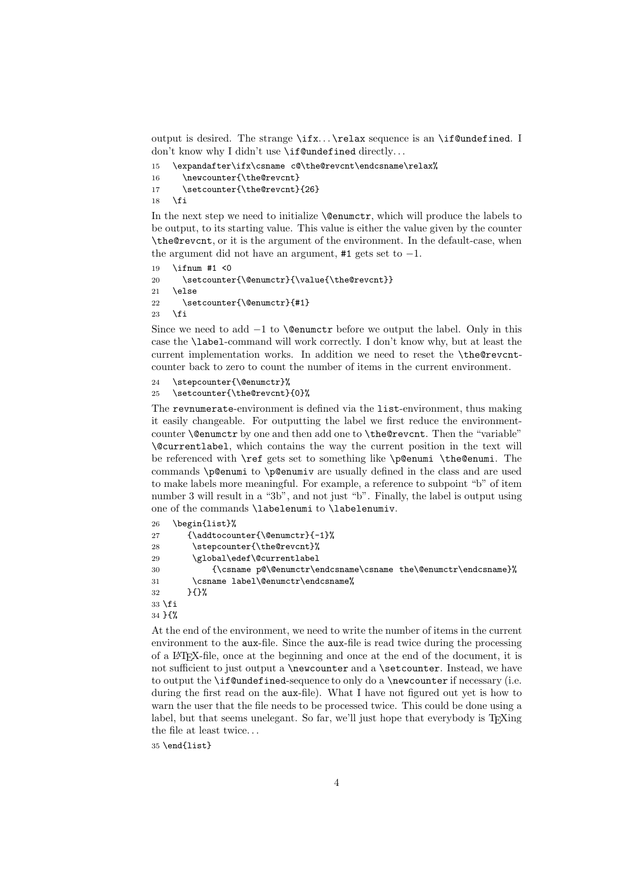output is desired. The strange \ifx. . . \relax sequence is an \if@undefined. I don't know why I didn't use \if@undefined directly. . .

```
15   \expandafter\ifx\csname c@\the@revcnt\endcsname\relax%
16     \newcounter{\the@revcnt}
17     \setcounter{\the@revcnt}{26}
18   \fi
```

In the next step we need to initialize \@enumctr, which will produce the labels to be output, to its starting value. This value is either the value given by the counter \the@revcnt, or it is the argument of the environment. In the default-case, when the argument did not have an argument, #1 gets set to $-1$.

```
19   \ifnum #1 <0
20     \setcounter{\@enumctr}{\value{\the@revcnt}}
21   \else
22     \setcounter{\@enumctr}{#1}
23   \fi
```

Since we need to add $-1$ to \@enumctr before we output the label. Only in this case the \label-command will work correctly. I don't know why, but at least the current implementation works. In addition we need to reset the \the@revcnt-counter back to zero to count the number of items in the current environment.

```
24   \stepcounter{\@enumctr}%
25   \setcounter{\the@revcnt}{0}%
```

The revnumerate-environment is defined via the list-environment, thus making it easily changeable. For outputting the label we first reduce the environment-counter \@enumctr by one and then add one to \the@revcnt. Then the "variable" \@currentlabel, which contains the way the current position in the text will be referenced with \ref gets set to something like \p@enumi \the@enumi. The commands \p@enumi to \p@enumiv are usually defined in the class and are used to make labels more meaningful. For example, a reference to subpoint "b" of item number 3 will result in a "3b", and not just "b". Finally, the label is output using one of the commands \labelenumi to \labelenumiv.

```
26   \begin{list}%
27      {\addtocounter{\@enumctr}{-1}%
28       \stepcounter{\the@revcnt}%
29       \global\edef\@currentlabel
30           {\csname p@\@enumctr\endcsname\csname the\@enumctr\endcsname}%
31       \csname label\@enumctr\endcsname%
32      }{}%
33 \fi
34 }{%
```

At the end of the environment, we need to write the number of items in the current environment to the aux-file. Since the aux-file is read twice during the processing of a LaTeX-file, once at the beginning and once at the end of the document, it is not sufficient to just output a \newcounter and a \setcounter. Instead, we have to output the \if@undefined-sequence to only do a \newcounter if necessary (i.e. during the first read on the aux-file). What I have not figured out yet is how to warn the user that the file needs to be processed twice. This could be done using a label, but that seems unelegant. So far, we'll just hope that everybody is TeXing the file at least twice. . .

```
35 \end{list}
```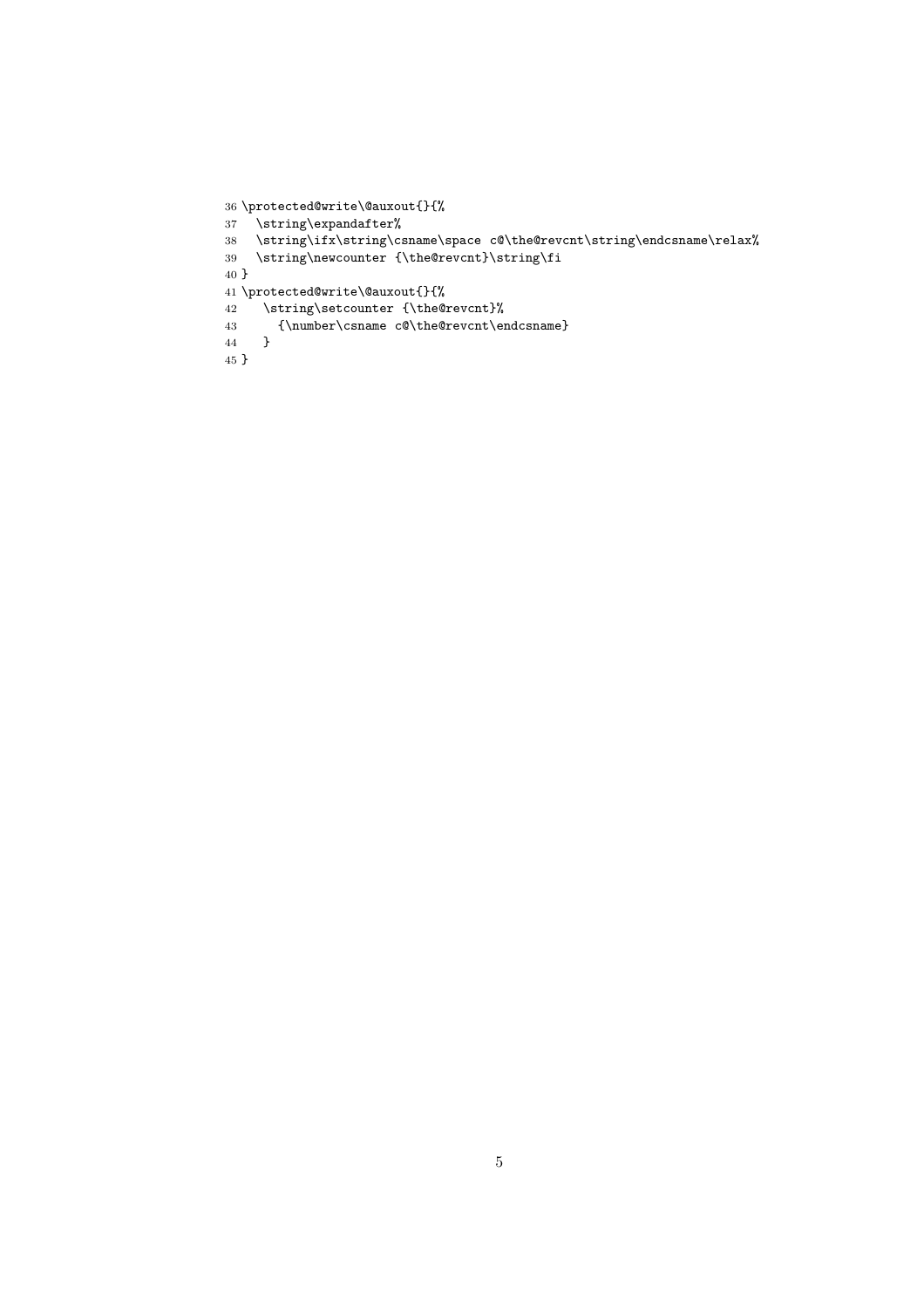```
36 \protected@write\@auxout{}{%
37   \string\expandafter%
38   \string\ifx\string\csname\space c@\the@revcnt\string\endcsname\relax%
39   \string\newcounter {\the@revcnt}\string\fi
40 }
41 \protected@write\@auxout{}{%
42    \string\setcounter {\the@revcnt}%
43      {\number\csname c@\the@revcnt\endcsname}
44    }
45 }
```